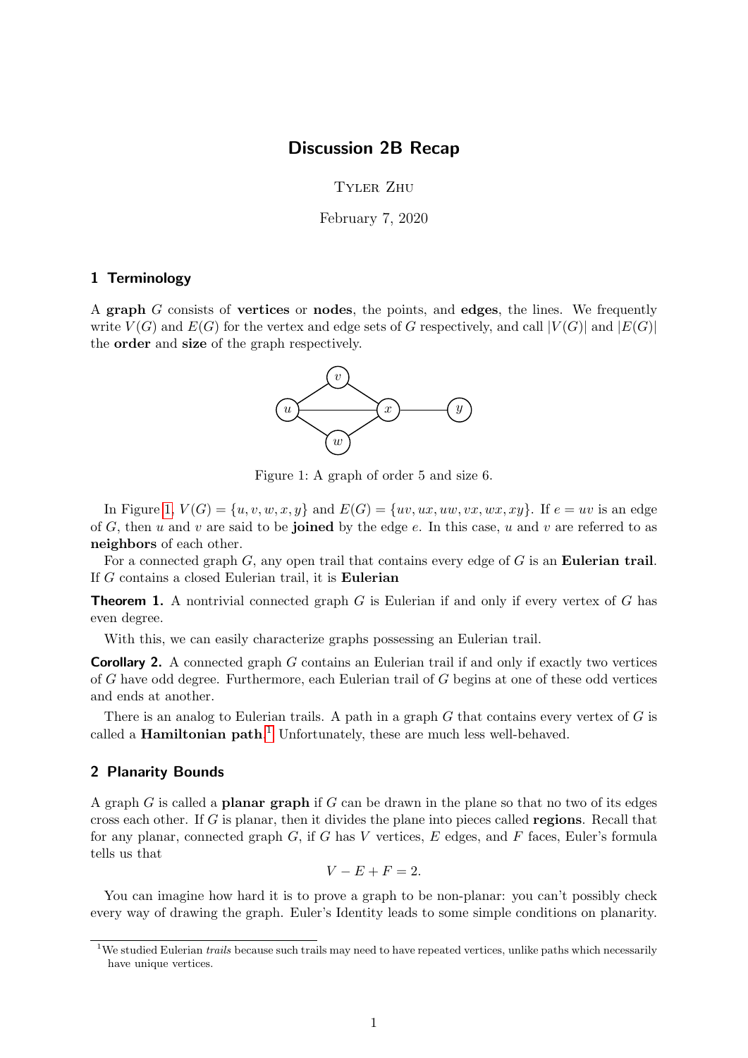# Discussion 2B Recap

Tyler Zhu

February 7, 2020

## 1 Terminology

A **graph** $G$ consists of **vertices** or **nodes**, the points, and **edges**, the lines. We frequently write $V(G)$ and $E(G)$ for the vertex and edge sets of $G$ respectively, and call $|V(G)|$ and $|E(G)|$ the **order** and **size** of the graph respectively.

Figure 1: A graph of order 5 and size 6.

In Figure 1, $V(G) = \{u, v, w, x, y\}$ and $E(G) = \{uv, ux, uw, vx, wx, xy\}$. If $e = uv$ is an edge of $G$, then $u$ and $v$ are said to be **joined** by the edge $e$. In this case, $u$ and $v$ are referred to as **neighbors** of each other.

For a connected graph $G$, any open trail that contains every edge of $G$ is an **Eulerian trail**. If $G$ contains a closed Eulerian trail, it is **Eulerian**

**Theorem 1.** A nontrivial connected graph $G$ is Eulerian if and only if every vertex of $G$ has even degree.

With this, we can easily characterize graphs possessing an Eulerian trail.

**Corollary 2.** A connected graph $G$ contains an Eulerian trail if and only if exactly two vertices of $G$ have odd degree. Furthermore, each Eulerian trail of $G$ begins at one of these odd vertices and ends at another.

There is an analog to Eulerian trails. A path in a graph $G$ that contains every vertex of $G$ is called a **Hamiltonian path**.[1] Unfortunately, these are much less well-behaved.

## 2 Planarity Bounds

A graph $G$ is called a **planar graph** if $G$ can be drawn in the plane so that no two of its edges cross each other. If $G$ is planar, then it divides the plane into pieces called **regions**. Recall that for any planar, connected graph $G$, if $G$ has $V$ vertices, $E$ edges, and $F$ faces, Euler's formula tells us that

$$V - E + F = 2.$$

You can imagine how hard it is to prove a graph to be non-planar: you can't possibly check every way of drawing the graph. Euler's Identity leads to some simple conditions on planarity.

[1] We studied Eulerian *trails* because such trails may need to have repeated vertices, unlike paths which necessarily have unique vertices.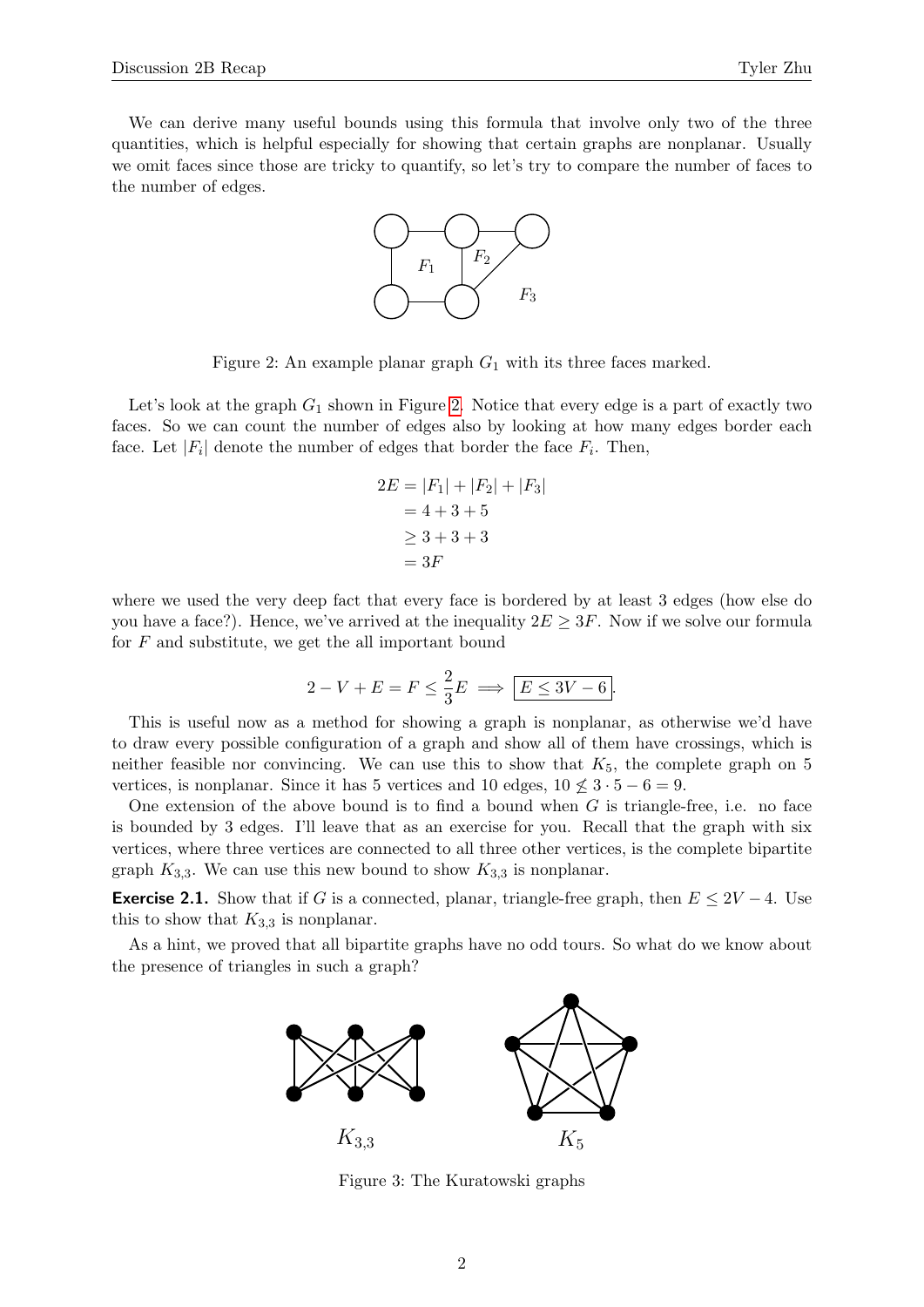We can derive many useful bounds using this formula that involve only two of the three quantities, which is helpful especially for showing that certain graphs are nonplanar. Usually we omit faces since those are tricky to quantify, so let's try to compare the number of faces to the number of edges.

Figure 2: An example planar graph $G_1$ with its three faces marked.

Let's look at the graph $G_1$ shown in Figure 2. Notice that every edge is a part of exactly two faces. So we can count the number of edges also by looking at how many edges border each face. Let $|F_i|$ denote the number of edges that border the face $F_i$. Then,

$$\begin{aligned} 2E &= |F_1| + |F_2| + |F_3| \\ &= 4 + 3 + 5 \\ &\geq 3 + 3 + 3 \\ &= 3F \end{aligned}$$

where we used the very deep fact that every face is bordered by at least 3 edges (how else do you have a face?). Hence, we've arrived at the inequality $2E \geq 3F$. Now if we solve our formula for $F$ and substitute, we get the all important bound

$$2 - V + E = F \leq \frac{2}{3}E \implies \boxed{E \leq 3V - 6}.$$

This is useful now as a method for showing a graph is nonplanar, as otherwise we'd have to draw every possible configuration of a graph and show all of them have crossings, which is neither feasible nor convincing. We can use this to show that $K_5$, the complete graph on 5 vertices, is nonplanar. Since it has 5 vertices and 10 edges, $10 \not\leq 3 \cdot 5 - 6 = 9$.

One extension of the above bound is to find a bound when $G$ is triangle-free, i.e. no face is bounded by 3 edges. I'll leave that as an exercise for you. Recall that the graph with six vertices, where three vertices are connected to all three other vertices, is the complete bipartite graph $K_{3,3}$. We can use this new bound to show $K_{3,3}$ is nonplanar.

**Exercise 2.1.** Show that if $G$ is a connected, planar, triangle-free graph, then $E \leq 2V - 4$. Use this to show that $K_{3,3}$ is nonplanar.

As a hint, we proved that all bipartite graphs have no odd tours. So what do we know about the presence of triangles in such a graph?

Figure 3: The Kuratowski graphs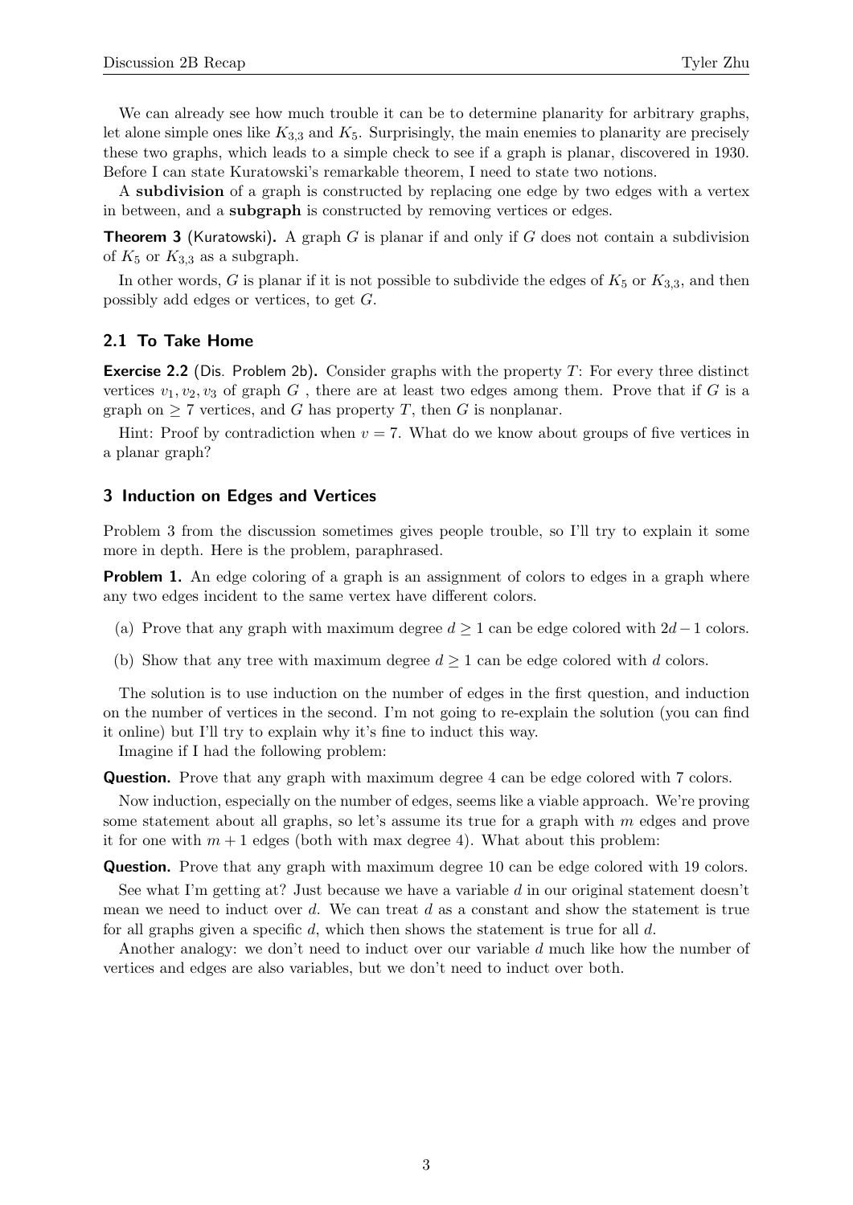We can already see how much trouble it can be to determine planarity for arbitrary graphs, let alone simple ones like $K_{3,3}$ and $K_5$. Surprisingly, the main enemies to planarity are precisely these two graphs, which leads to a simple check to see if a graph is planar, discovered in 1930. Before I can state Kuratowski's remarkable theorem, I need to state two notions.

A **subdivision** of a graph is constructed by replacing one edge by two edges with a vertex in between, and a **subgraph** is constructed by removing vertices or edges.

**Theorem 3** (Kuratowski)**.** A graph $G$ is planar if and only if $G$ does not contain a subdivision of $K_5$ or $K_{3,3}$ as a subgraph.

In other words, $G$ is planar if it is not possible to subdivide the edges of $K_5$ or $K_{3,3}$, and then possibly add edges or vertices, to get $G$.

### 2.1 To Take Home

**Exercise 2.2** (Dis. Problem 2b)**.** Consider graphs with the property $T$: For every three distinct vertices $v_1, v_2, v_3$ of graph $G$, there are at least two edges among them. Prove that if $G$ is a graph on $\geq 7$ vertices, and $G$ has property $T$, then $G$ is nonplanar.

Hint: Proof by contradiction when $v = 7$. What do we know about groups of five vertices in a planar graph?

## 3 Induction on Edges and Vertices

Problem 3 from the discussion sometimes gives people trouble, so I'll try to explain it some more in depth. Here is the problem, paraphrased.

**Problem 1.** An edge coloring of a graph is an assignment of colors to edges in a graph where any two edges incident to the same vertex have different colors.

(a) Prove that any graph with maximum degree $d \geq 1$ can be edge colored with $2d - 1$ colors.

(b) Show that any tree with maximum degree $d \geq 1$ can be edge colored with $d$ colors.

The solution is to use induction on the number of edges in the first question, and induction on the number of vertices in the second. I'm not going to re-explain the solution (you can find it online) but I'll try to explain why it's fine to induct this way.

Imagine if I had the following problem:

**Question.** Prove that any graph with maximum degree 4 can be edge colored with 7 colors.

Now induction, especially on the number of edges, seems like a viable approach. We're proving some statement about all graphs, so let's assume its true for a graph with $m$ edges and prove it for one with $m + 1$ edges (both with max degree 4). What about this problem:

**Question.** Prove that any graph with maximum degree 10 can be edge colored with 19 colors.

See what I'm getting at? Just because we have a variable $d$ in our original statement doesn't mean we need to induct over $d$. We can treat $d$ as a constant and show the statement is true for all graphs given a specific $d$, which then shows the statement is true for all $d$.

Another analogy: we don't need to induct over our variable $d$ much like how the number of vertices and edges are also variables, but we don't need to induct over both.